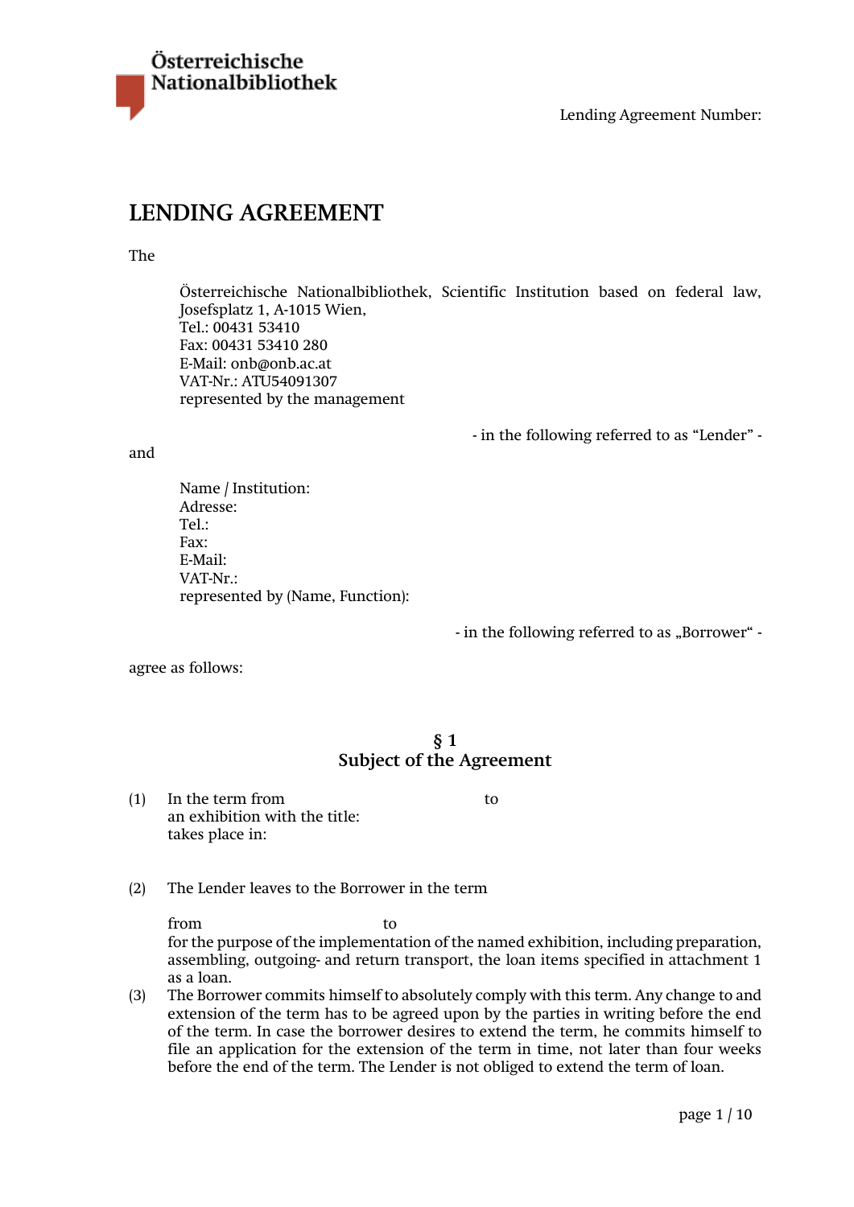Österreichische Nationalbibliothek

Lending Agreement Number:

# LENDING AGREEMENT

The

Österreichische Nationalbibliothek, Scientific Institution based on federal law,
Josefsplatz 1, A-1015 Wien,
Tel.: 00431 53410
Fax: 00431 53410 280
E-Mail: onb@onb.ac.at
VAT-Nr.: ATU54091307
represented by the management

- in the following referred to as "Lender" -

and

Name / Institution:
Adresse:
Tel.:
Fax:
E-Mail:
VAT-Nr.:
represented by (Name, Function):

- in the following referred to as „Borrower" -

agree as follows:

## § 1
## Subject of the Agreement

(1) In the term from to
an exhibition with the title:
takes place in:

(2) The Lender leaves to the Borrower in the term

from to
for the purpose of the implementation of the named exhibition, including preparation, assembling, outgoing- and return transport, the loan items specified in attachment 1 as a loan.

(3) The Borrower commits himself to absolutely comply with this term. Any change to and extension of the term has to be agreed upon by the parties in writing before the end of the term. In case the borrower desires to extend the term, he commits himself to file an application for the extension of the term in time, not later than four weeks before the end of the term. The Lender is not obliged to extend the term of loan.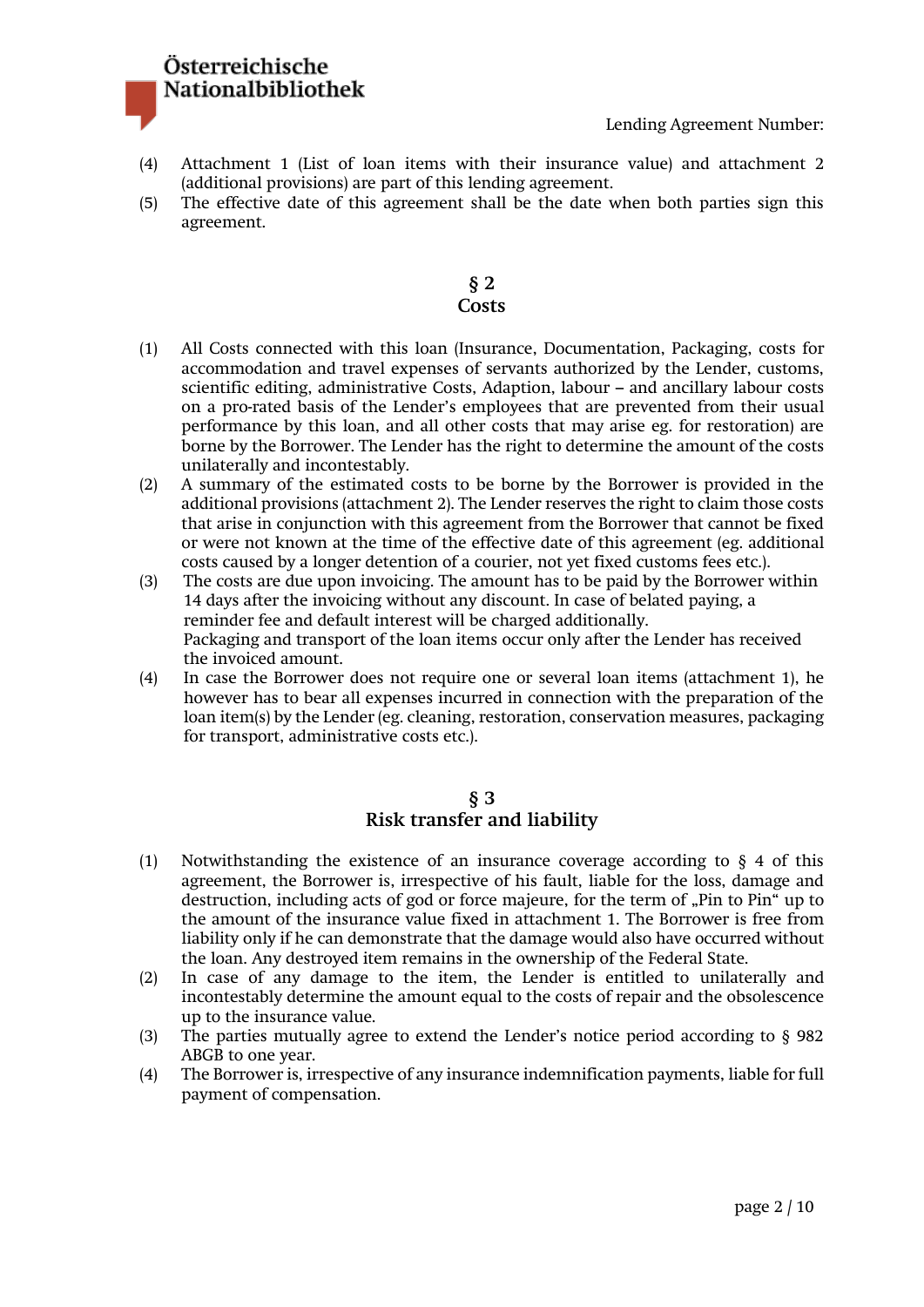(4) Attachment 1 (List of loan items with their insurance value) and attachment 2 (additional provisions) are part of this lending agreement.
(5) The effective date of this agreement shall be the date when both parties sign this agreement.

## § 2
## Costs

(1) All Costs connected with this loan (Insurance, Documentation, Packaging, costs for accommodation and travel expenses of servants authorized by the Lender, customs, scientific editing, administrative Costs, Adaption, labour – and ancillary labour costs on a pro-rated basis of the Lender's employees that are prevented from their usual performance by this loan, and all other costs that may arise eg. for restoration) are borne by the Borrower. The Lender has the right to determine the amount of the costs unilaterally and incontestably.
(2) A summary of the estimated costs to be borne by the Borrower is provided in the additional provisions (attachment 2). The Lender reserves the right to claim those costs that arise in conjunction with this agreement from the Borrower that cannot be fixed or were not known at the time of the effective date of this agreement (eg. additional costs caused by a longer detention of a courier, not yet fixed customs fees etc.).
(3) The costs are due upon invoicing. The amount has to be paid by the Borrower within 14 days after the invoicing without any discount. In case of belated paying, a reminder fee and default interest will be charged additionally.
Packaging and transport of the loan items occur only after the Lender has received the invoiced amount.
(4) In case the Borrower does not require one or several loan items (attachment 1), he however has to bear all expenses incurred in connection with the preparation of the loan item(s) by the Lender (eg. cleaning, restoration, conservation measures, packaging for transport, administrative costs etc.).

## § 3
## Risk transfer and liability

(1) Notwithstanding the existence of an insurance coverage according to § 4 of this agreement, the Borrower is, irrespective of his fault, liable for the loss, damage and destruction, including acts of god or force majeure, for the term of „Pin to Pin" up to the amount of the insurance value fixed in attachment 1. The Borrower is free from liability only if he can demonstrate that the damage would also have occurred without the loan. Any destroyed item remains in the ownership of the Federal State.
(2) In case of any damage to the item, the Lender is entitled to unilaterally and incontestably determine the amount equal to the costs of repair and the obsolescence up to the insurance value.
(3) The parties mutually agree to extend the Lender's notice period according to § 982 ABGB to one year.
(4) The Borrower is, irrespective of any insurance indemnification payments, liable for full payment of compensation.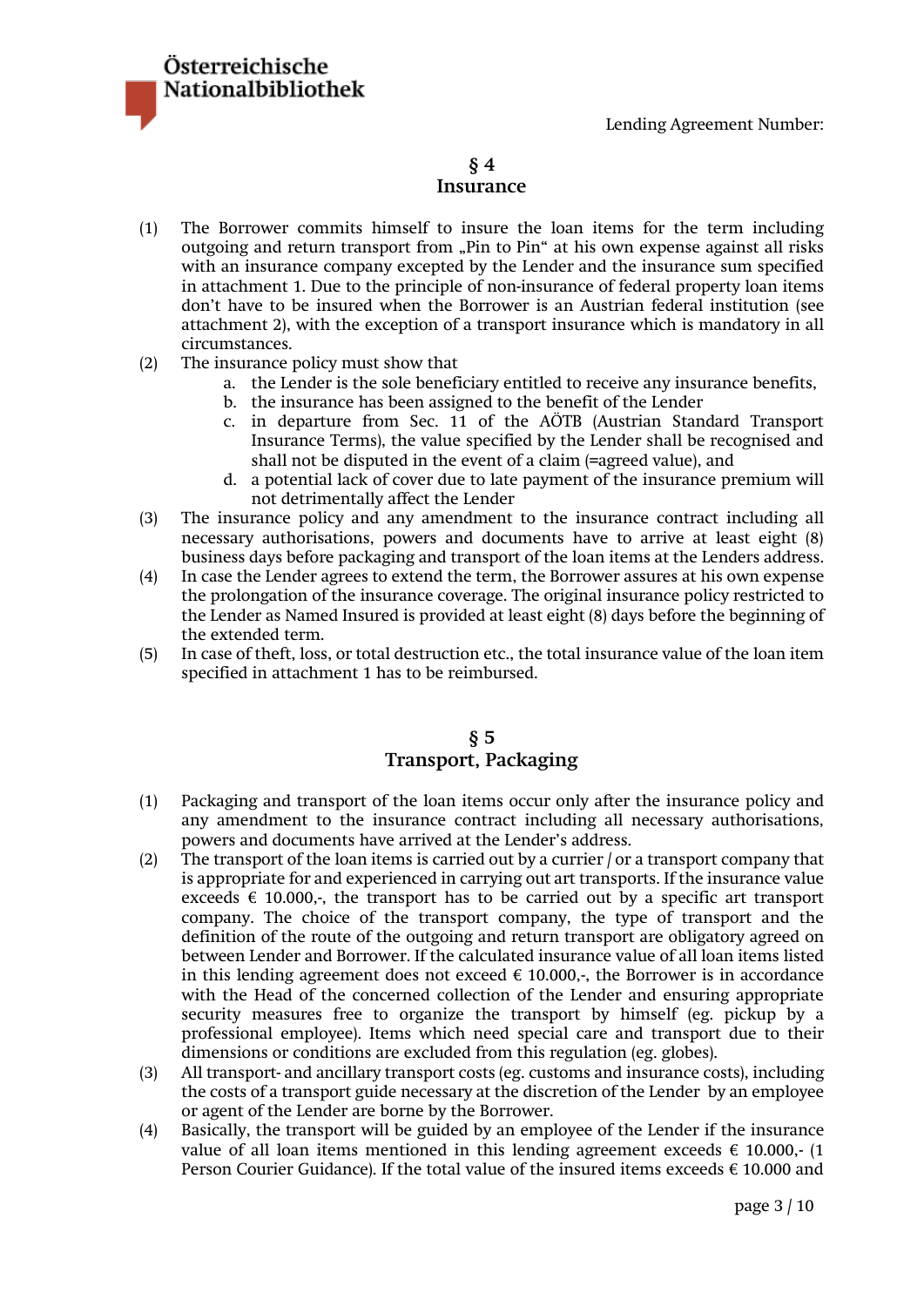Lending Agreement Number:

## § 4
## Insurance

(1) The Borrower commits himself to insure the loan items for the term including outgoing and return transport from „Pin to Pin" at his own expense against all risks with an insurance company excepted by the Lender and the insurance sum specified in attachment 1. Due to the principle of non-insurance of federal property loan items don't have to be insured when the Borrower is an Austrian federal institution (see attachment 2), with the exception of a transport insurance which is mandatory in all circumstances.

(2) The insurance policy must show that
   a. the Lender is the sole beneficiary entitled to receive any insurance benefits,
   b. the insurance has been assigned to the benefit of the Lender
   c. in departure from Sec. 11 of the AÖTB (Austrian Standard Transport Insurance Terms), the value specified by the Lender shall be recognised and shall not be disputed in the event of a claim (=agreed value), and
   d. a potential lack of cover due to late payment of the insurance premium will not detrimentally affect the Lender

(3) The insurance policy and any amendment to the insurance contract including all necessary authorisations, powers and documents have to arrive at least eight (8) business days before packaging and transport of the loan items at the Lenders address.

(4) In case the Lender agrees to extend the term, the Borrower assures at his own expense the prolongation of the insurance coverage. The original insurance policy restricted to the Lender as Named Insured is provided at least eight (8) days before the beginning of the extended term.

(5) In case of theft, loss, or total destruction etc., the total insurance value of the loan item specified in attachment 1 has to be reimbursed.

## § 5
## Transport, Packaging

(1) Packaging and transport of the loan items occur only after the insurance policy and any amendment to the insurance contract including all necessary authorisations, powers and documents have arrived at the Lender's address.

(2) The transport of the loan items is carried out by a currier / or a transport company that is appropriate for and experienced in carrying out art transports. If the insurance value exceeds € 10.000,-, the transport has to be carried out by a specific art transport company. The choice of the transport company, the type of transport and the definition of the route of the outgoing and return transport are obligatory agreed on between Lender and Borrower. If the calculated insurance value of all loan items listed in this lending agreement does not exceed € 10.000,-, the Borrower is in accordance with the Head of the concerned collection of the Lender and ensuring appropriate security measures free to organize the transport by himself (eg. pickup by a professional employee). Items which need special care and transport due to their dimensions or conditions are excluded from this regulation (eg. globes).

(3) All transport- and ancillary transport costs (eg. customs and insurance costs), including the costs of a transport guide necessary at the discretion of the Lender by an employee or agent of the Lender are borne by the Borrower.

(4) Basically, the transport will be guided by an employee of the Lender if the insurance value of all loan items mentioned in this lending agreement exceeds € 10.000,- (1 Person Courier Guidance). If the total value of the insured items exceeds € 10.000 and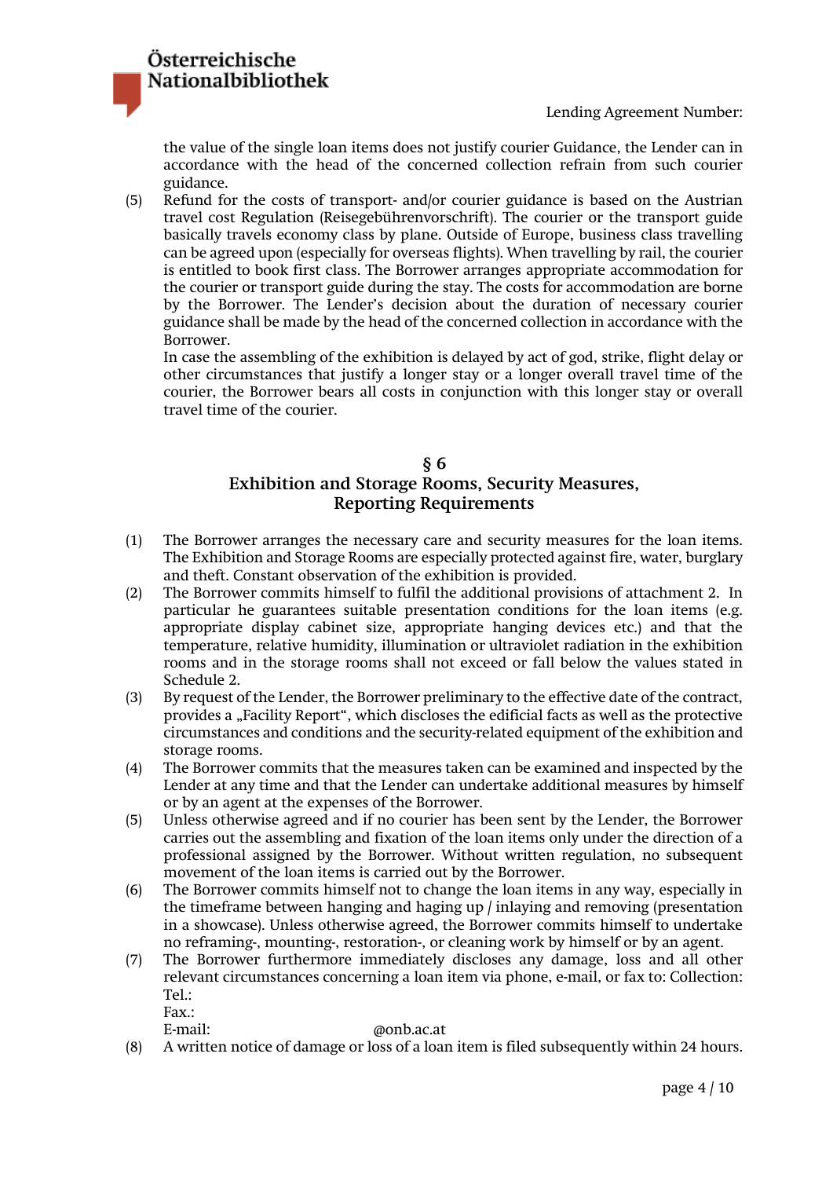the value of the single loan items does not justify courier Guidance, the Lender can in accordance with the head of the concerned collection refrain from such courier guidance.

(5) Refund for the costs of transport- and/or courier guidance is based on the Austrian travel cost Regulation (Reisegebührenvorschrift). The courier or the transport guide basically travels economy class by plane. Outside of Europe, business class travelling can be agreed upon (especially for overseas flights). When travelling by rail, the courier is entitled to book first class. The Borrower arranges appropriate accommodation for the courier or transport guide during the stay. The costs for accommodation are borne by the Borrower. The Lender's decision about the duration of necessary courier guidance shall be made by the head of the concerned collection in accordance with the Borrower.

In case the assembling of the exhibition is delayed by act of god, strike, flight delay or other circumstances that justify a longer stay or a longer overall travel time of the courier, the Borrower bears all costs in conjunction with this longer stay or overall travel time of the courier.

## § 6
## Exhibition and Storage Rooms, Security Measures, Reporting Requirements

(1) The Borrower arranges the necessary care and security measures for the loan items. The Exhibition and Storage Rooms are especially protected against fire, water, burglary and theft. Constant observation of the exhibition is provided.

(2) The Borrower commits himself to fulfil the additional provisions of attachment 2. In particular he guarantees suitable presentation conditions for the loan items (e.g. appropriate display cabinet size, appropriate hanging devices etc.) and that the temperature, relative humidity, illumination or ultraviolet radiation in the exhibition rooms and in the storage rooms shall not exceed or fall below the values stated in Schedule 2.

(3) By request of the Lender, the Borrower preliminary to the effective date of the contract, provides a „Facility Report", which discloses the edificial facts as well as the protective circumstances and conditions and the security-related equipment of the exhibition and storage rooms.

(4) The Borrower commits that the measures taken can be examined and inspected by the Lender at any time and that the Lender can undertake additional measures by himself or by an agent at the expenses of the Borrower.

(5) Unless otherwise agreed and if no courier has been sent by the Lender, the Borrower carries out the assembling and fixation of the loan items only under the direction of a professional assigned by the Borrower. Without written regulation, no subsequent movement of the loan items is carried out by the Borrower.

(6) The Borrower commits himself not to change the loan items in any way, especially in the timeframe between hanging and haging up / inlaying and removing (presentation in a showcase). Unless otherwise agreed, the Borrower commits himself to undertake no reframing-, mounting-, restoration-, or cleaning work by himself or by an agent.

(7) The Borrower furthermore immediately discloses any damage, loss and all other relevant circumstances concerning a loan item via phone, e-mail, or fax to: Collection:
Tel.:
Fax.:
E-mail: @onb.ac.at

(8) A written notice of damage or loss of a loan item is filed subsequently within 24 hours.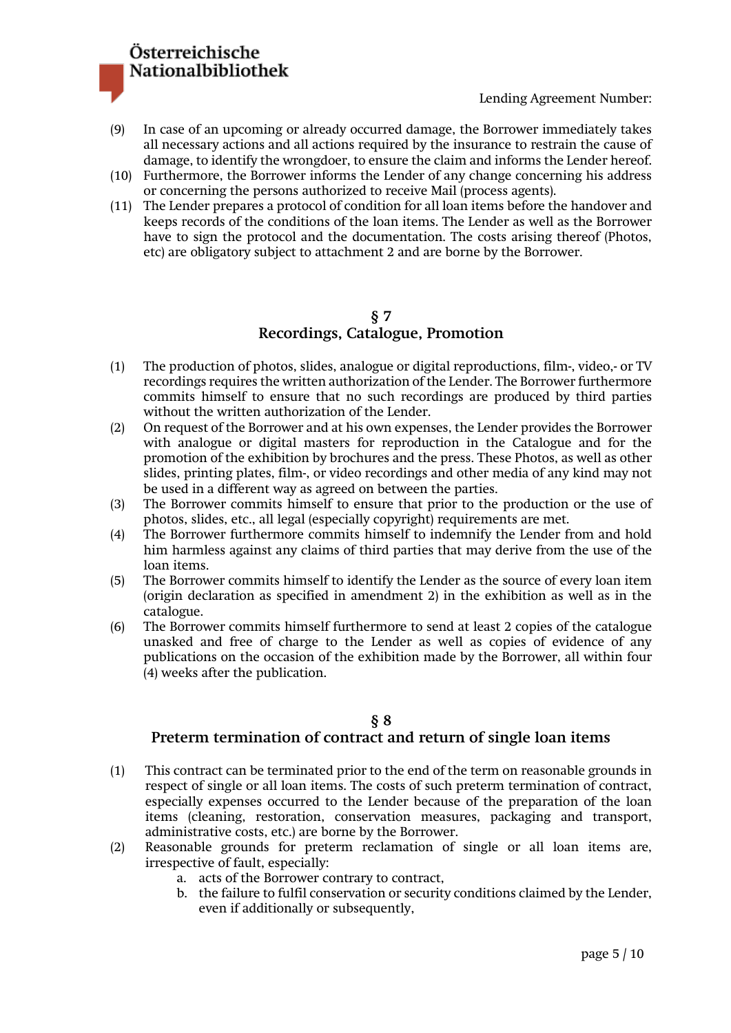(9) In case of an upcoming or already occurred damage, the Borrower immediately takes all necessary actions and all actions required by the insurance to restrain the cause of damage, to identify the wrongdoer, to ensure the claim and informs the Lender hereof.

(10) Furthermore, the Borrower informs the Lender of any change concerning his address or concerning the persons authorized to receive Mail (process agents).

(11) The Lender prepares a protocol of condition for all loan items before the handover and keeps records of the conditions of the loan items. The Lender as well as the Borrower have to sign the protocol and the documentation. The costs arising thereof (Photos, etc) are obligatory subject to attachment 2 and are borne by the Borrower.

## § 7
## Recordings, Catalogue, Promotion

(1) The production of photos, slides, analogue or digital reproductions, film-, video,- or TV recordings requires the written authorization of the Lender. The Borrower furthermore commits himself to ensure that no such recordings are produced by third parties without the written authorization of the Lender.

(2) On request of the Borrower and at his own expenses, the Lender provides the Borrower with analogue or digital masters for reproduction in the Catalogue and for the promotion of the exhibition by brochures and the press. These Photos, as well as other slides, printing plates, film-, or video recordings and other media of any kind may not be used in a different way as agreed on between the parties.

(3) The Borrower commits himself to ensure that prior to the production or the use of photos, slides, etc., all legal (especially copyright) requirements are met.

(4) The Borrower furthermore commits himself to indemnify the Lender from and hold him harmless against any claims of third parties that may derive from the use of the loan items.

(5) The Borrower commits himself to identify the Lender as the source of every loan item (origin declaration as specified in amendment 2) in the exhibition as well as in the catalogue.

(6) The Borrower commits himself furthermore to send at least 2 copies of the catalogue unasked and free of charge to the Lender as well as copies of evidence of any publications on the occasion of the exhibition made by the Borrower, all within four (4) weeks after the publication.

## § 8
## Preterm termination of contract and return of single loan items

(1) This contract can be terminated prior to the end of the term on reasonable grounds in respect of single or all loan items. The costs of such preterm termination of contract, especially expenses occurred to the Lender because of the preparation of the loan items (cleaning, restoration, conservation measures, packaging and transport, administrative costs, etc.) are borne by the Borrower.

(2) Reasonable grounds for preterm reclamation of single or all loan items are, irrespective of fault, especially:

   a. acts of the Borrower contrary to contract,
   b. the failure to fulfil conservation or security conditions claimed by the Lender, even if additionally or subsequently,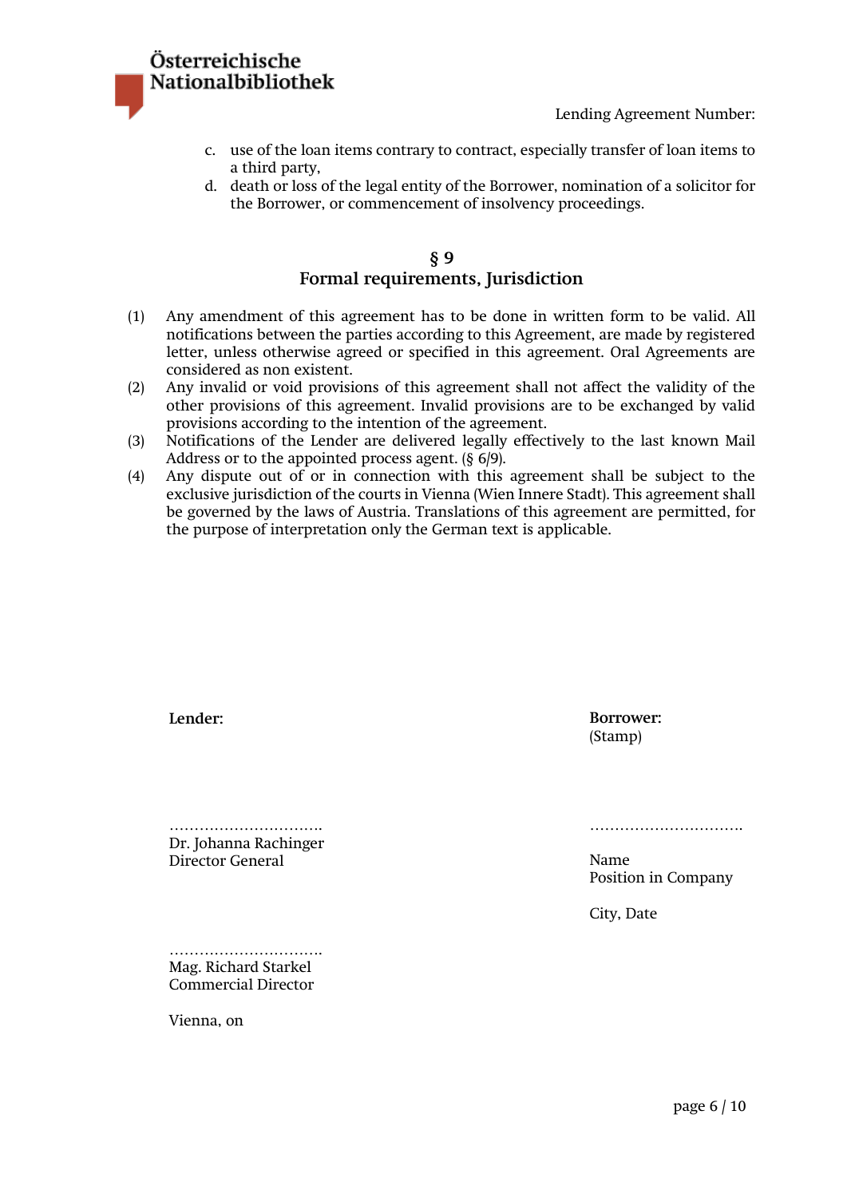Lending Agreement Number:

c. use of the loan items contrary to contract, especially transfer of loan items to a third party,
d. death or loss of the legal entity of the Borrower, nomination of a solicitor for the Borrower, or commencement of insolvency proceedings.

## § 9
## Formal requirements, Jurisdiction

(1) Any amendment of this agreement has to be done in written form to be valid. All notifications between the parties according to this Agreement, are made by registered letter, unless otherwise agreed or specified in this agreement. Oral Agreements are considered as non existent.

(2) Any invalid or void provisions of this agreement shall not affect the validity of the other provisions of this agreement. Invalid provisions are to be exchanged by valid provisions according to the intention of the agreement.

(3) Notifications of the Lender are delivered legally effectively to the last known Mail Address or to the appointed process agent. (§ 6/9).

(4) Any dispute out of or in connection with this agreement shall be subject to the exclusive jurisdiction of the courts in Vienna (Wien Innere Stadt). This agreement shall be governed by the laws of Austria. Translations of this agreement are permitted, for the purpose of interpretation only the German text is applicable.

**Lender:**

…………………………
Dr. Johanna Rachinger
Director General

…………………………
Mag. Richard Starkel
Commercial Director

Vienna, on

**Borrower:**
(Stamp)

…………………………

Name
Position in Company

City, Date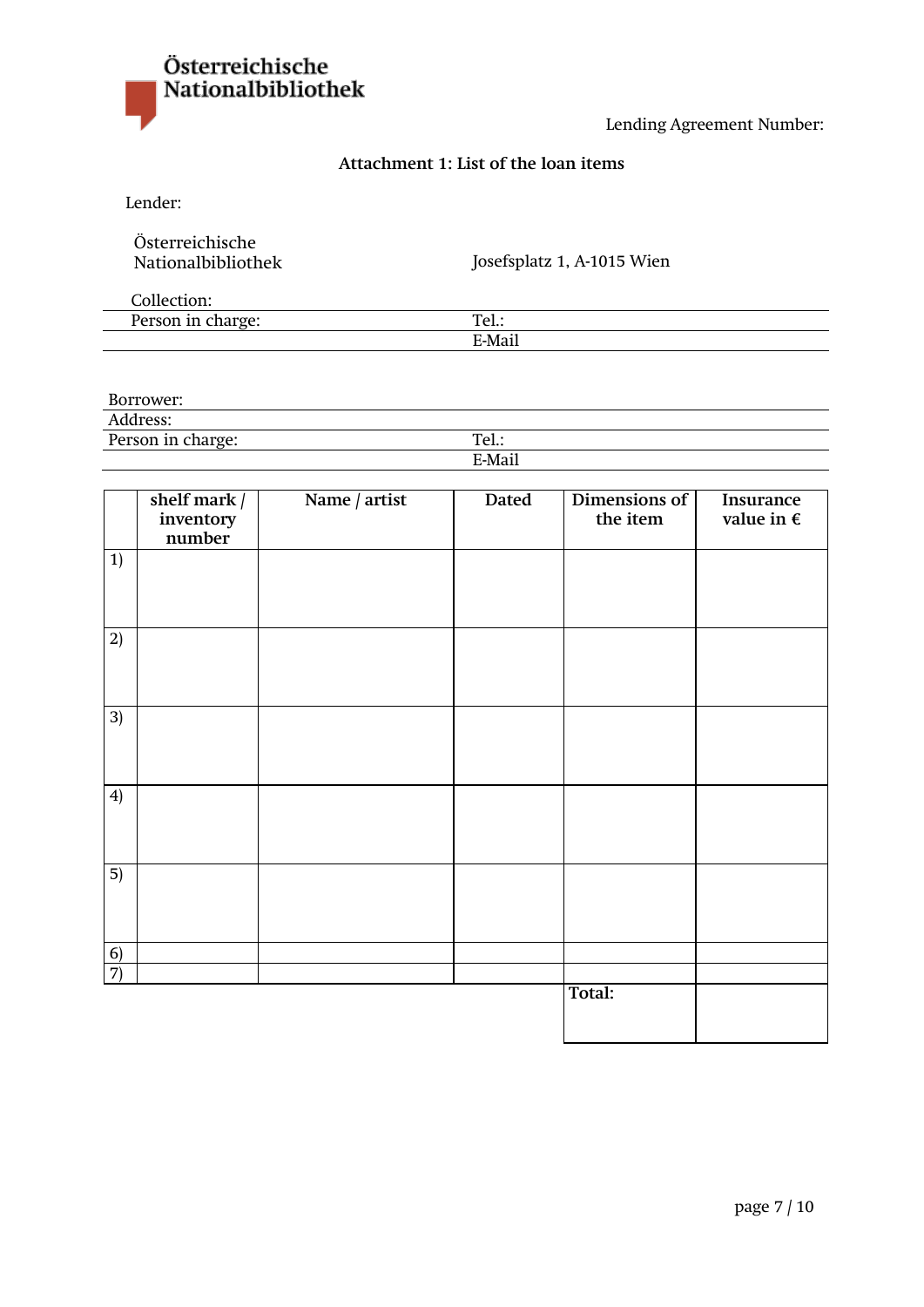Österreichische Nationalbibliothek

Lending Agreement Number:

## Attachment 1: List of the loan items

Lender:

Österreichische Nationalbibliothek — Josefsplatz 1, A-1015 Wien

Collection:

Person in charge: Tel.:

E-Mail

Borrower:

Address:

Person in charge: Tel.:

E-Mail

| | **shelf mark / inventory number** | **Name / artist** | **Dated** | **Dimensions of the item** | **Insurance value in €** |
|---|---|---|---|---|---|
| 1) | | | | | |
| 2) | | | | | |
| 3) | | | | | |
| 4) | | | | | |
| 5) | | | | | |
| 6) | | | | | |
| 7) | | | | | |
| | | | | **Total:** | |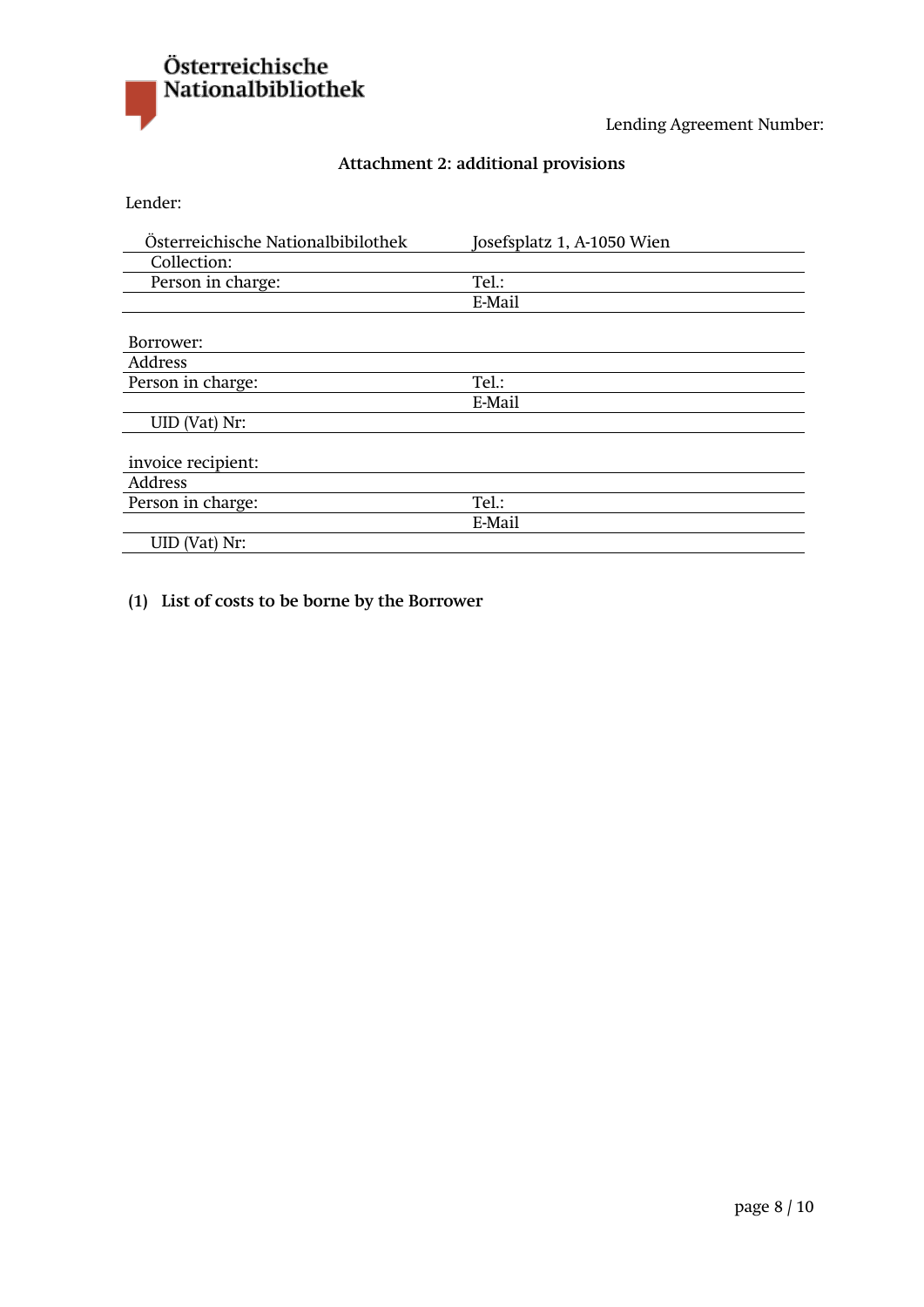Österreichische Nationalbibliothek

Lending Agreement Number:

## Attachment 2: additional provisions

Lender:

| | |
|---|---|
| Österreichische Nationalbibilothek | Josefsplatz 1, A-1050 Wien |
| Collection: | |
| Person in charge: | Tel.: |
| | E-Mail |

| | |
|---|---|
| Borrower: | |
| Address | |
| Person in charge: | Tel.: |
| | E-Mail |
| UID (Vat) Nr: | |

| | |
|---|---|
| invoice recipient: | |
| Address | |
| Person in charge: | Tel.: |
| | E-Mail |
| UID (Vat) Nr: | |

**(1) List of costs to be borne by the Borrower**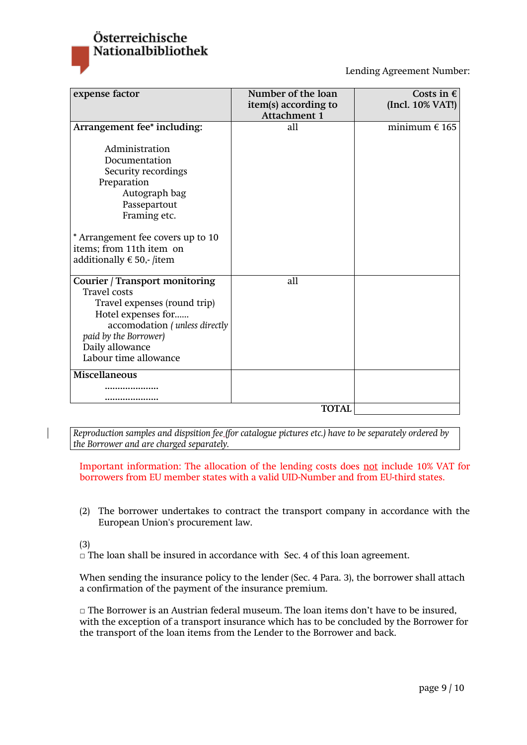Lending Agreement Number:

| expense factor | Number of the loan item(s) according to Attachment 1 | Costs in € (Incl. 10% VAT!) |
|---|---|---|
| **Arrangement fee* including:**<br><br>Administration<br>Documentation<br>Security recordings<br>Preparation<br>Autograph bag<br>Passepartout<br>Framing etc.<br><br>* Arrangement fee covers up to 10 items; from 11th item on additionally € 50,- /item | all | minimum € 165 |
| **Courier / Transport monitoring**<br>Travel costs<br>Travel expenses (round trip)<br>Hotel expenses for......<br>accomodation *( unless directly paid by the Borrower)*<br>Daily allowance<br>Labour time allowance | all | |
| **Miscellaneous**<br>.....................<br>..................... | | |
| | **TOTAL** | |

*Reproduction samples and dispsition fee (for catalogue pictures etc.) have to be separately ordered by the Borrower and are charged separately.*

Important information: The allocation of the lending costs does not include 10% VAT for borrowers from EU member states with a valid UID-Number and from EU-third states.

(2) The borrower undertakes to contract the transport company in accordance with the European Union's procurement law.

(3)
□ The loan shall be insured in accordance with Sec. 4 of this loan agreement.

When sending the insurance policy to the lender (Sec. 4 Para. 3), the borrower shall attach a confirmation of the payment of the insurance premium.

□ The Borrower is an Austrian federal museum. The loan items don't have to be insured, with the exception of a transport insurance which has to be concluded by the Borrower for the transport of the loan items from the Lender to the Borrower and back.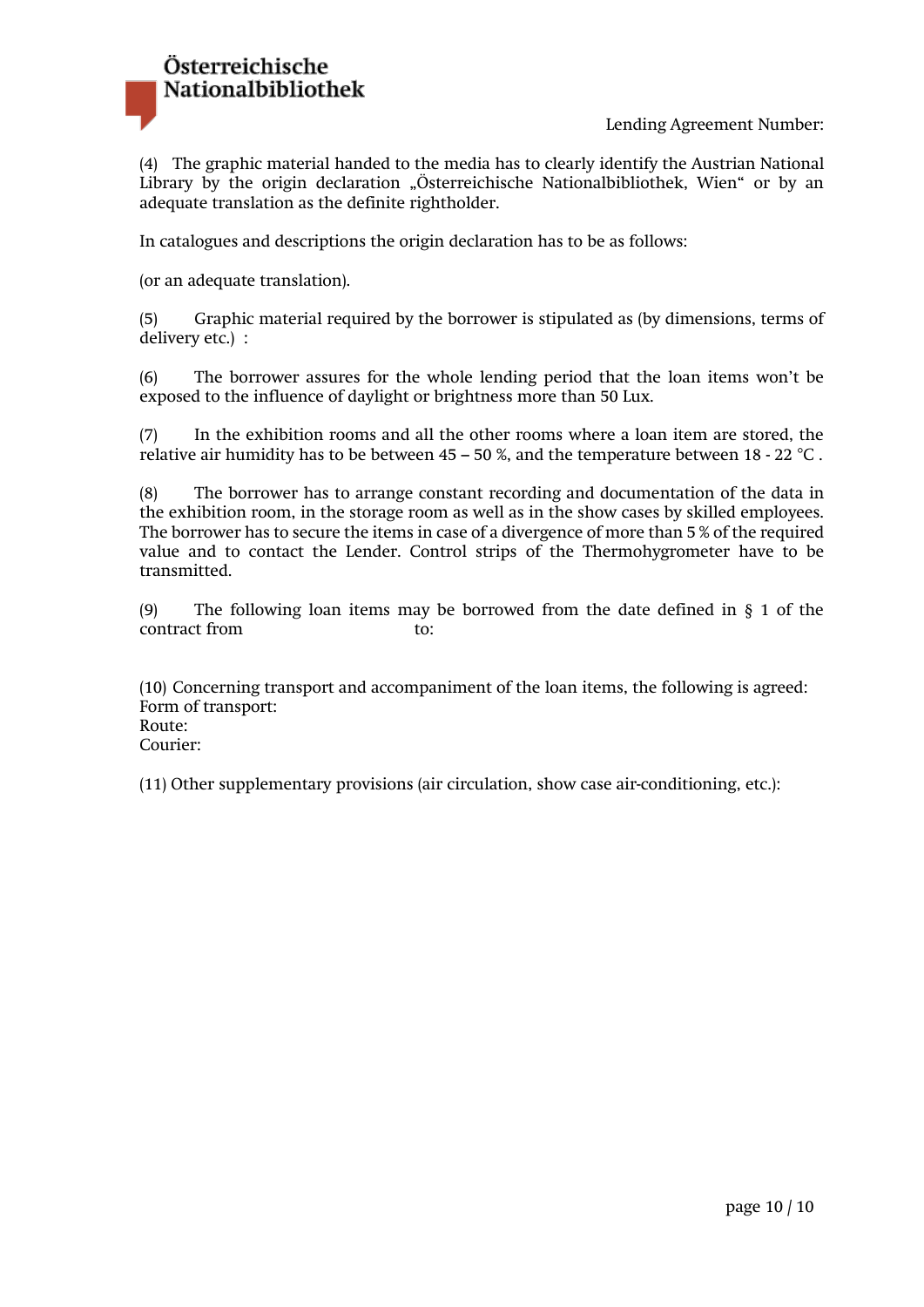Lending Agreement Number:

(4) The graphic material handed to the media has to clearly identify the Austrian National Library by the origin declaration „Österreichische Nationalbibliothek, Wien“ or by an adequate translation as the definite rightholder.

In catalogues and descriptions the origin declaration has to be as follows:

(or an adequate translation).

(5) Graphic material required by the borrower is stipulated as (by dimensions, terms of delivery etc.) :

(6) The borrower assures for the whole lending period that the loan items won’t be exposed to the influence of daylight or brightness more than 50 Lux.

(7) In the exhibition rooms and all the other rooms where a loan item are stored, the relative air humidity has to be between 45 – 50 %, and the temperature between 18 - 22 °C .

(8) The borrower has to arrange constant recording and documentation of the data in the exhibition room, in the storage room as well as in the show cases by skilled employees. The borrower has to secure the items in case of a divergence of more than 5 % of the required value and to contact the Lender. Control strips of the Thermohygrometer have to be transmitted.

(9) The following loan items may be borrowed from the date defined in § 1 of the contract from to:

(10) Concerning transport and accompaniment of the loan items, the following is agreed:
Form of transport:
Route:
Courier:

(11) Other supplementary provisions (air circulation, show case air-conditioning, etc.):